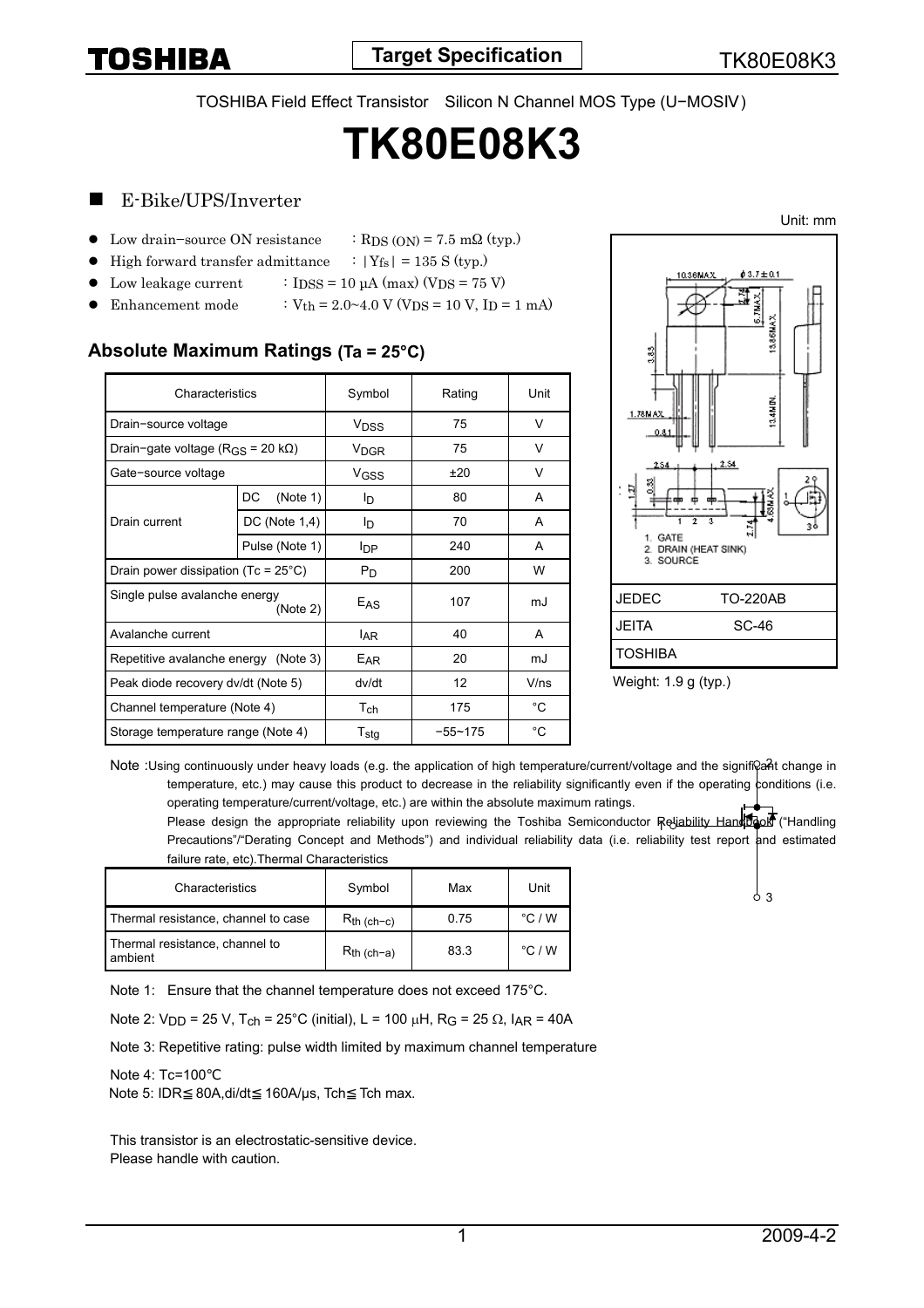Target Specification

TOSHIBA Field Effect Transistor Silicon N Channel MOS Type (U−MOSⅣ)

# TK80E08K3

## E-Bike/UPS/Inverter

- Low drain−source ON resistance : $R_{DS (ON)}$ = 7.5 mΩ (typ.)
- High forward transfer admittance : $|Y_{fs}|$ = 135 S (typ.)
- Low leakage current : $I_{DSS}$ = 10 μA (max) ($V_{DS}$ = 75 V)
- Enhancement mode : $V_{th}$ = 2.0~4.0 V ($V_{DS}$ = 10 V, $I_D$ = 1 mA)

Unit: mm

1. GATE
2. DRAIN (HEAT SINK)
3. SOURCE

| | |
|---|---|
| JEDEC | TO-220AB |
| JEITA | SC-46 |
| TOSHIBA | |

Weight: 1.9 g (typ.)

### Absolute Maximum Ratings (Ta = 25°C)

| Characteristics | | Symbol | Rating | Unit |
|---|---|---|---|---|
| Drain−source voltage | | $V_{DSS}$ | 75 | V |
| Drain−gate voltage ($R_{GS}$ = 20 kΩ) | | $V_{DGR}$ | 75 | V |
| Gate−source voltage | | $V_{GSS}$ | ±20 | V |
| Drain current | DC (Note 1) | $I_D$ | 80 | A |
| | DC (Note 1,4) | $I_D$ | 70 | A |
| | Pulse (Note 1) | $I_{DP}$ | 240 | A |
| Drain power dissipation (Tc = 25°C) | | $P_D$ | 200 | W |
| Single pulse avalanche energy (Note 2) | | $E_{AS}$ | 107 | mJ |
| Avalanche current | | $I_{AR}$ | 40 | A |
| Repetitive avalanche energy (Note 3) | | $E_{AR}$ | 20 | mJ |
| Peak diode recovery dv/dt (Note 5) | | dv/dt | 12 | V/ns |
| Channel temperature (Note 4) | | $T_{ch}$ | 175 | °C |
| Storage temperature range (Note 4) | | $T_{stg}$ | −55~175 | °C |

Note : Using continuously under heavy loads (e.g. the application of high temperature/current/voltage and the significant change in temperature, etc.) may cause this product to decrease in the reliability significantly even if the operating conditions (i.e. operating temperature/current/voltage, etc.) are within the absolute maximum ratings.
Please design the appropriate reliability upon reviewing the Toshiba Semiconductor Reliability Handbook ("Handling Precautions"/"Derating Concept and Methods") and individual reliability data (i.e. reliability test report and estimated failure rate, etc).

### Thermal Characteristics

| Characteristics | Symbol | Max | Unit |
|---|---|---|---|
| Thermal resistance, channel to case | $R_{th\ (ch-c)}$ | 0.75 | °C / W |
| Thermal resistance, channel to ambient | $R_{th\ (ch-a)}$ | 83.3 | °C / W |

Note 1: Ensure that the channel temperature does not exceed 175°C.

Note 2: $V_{DD}$ = 25 V, $T_{ch}$ = 25°C (initial), L = 100 μH, $R_G$ = 25 Ω, $I_{AR}$ = 40A

Note 3: Repetitive rating: pulse width limited by maximum channel temperature

Note 4: Tc=100℃

Note 5: IDR≦ 80A,di/dt≦ 160A/μs, Tch≦ Tch max.

This transistor is an electrostatic-sensitive device.
Please handle with caution.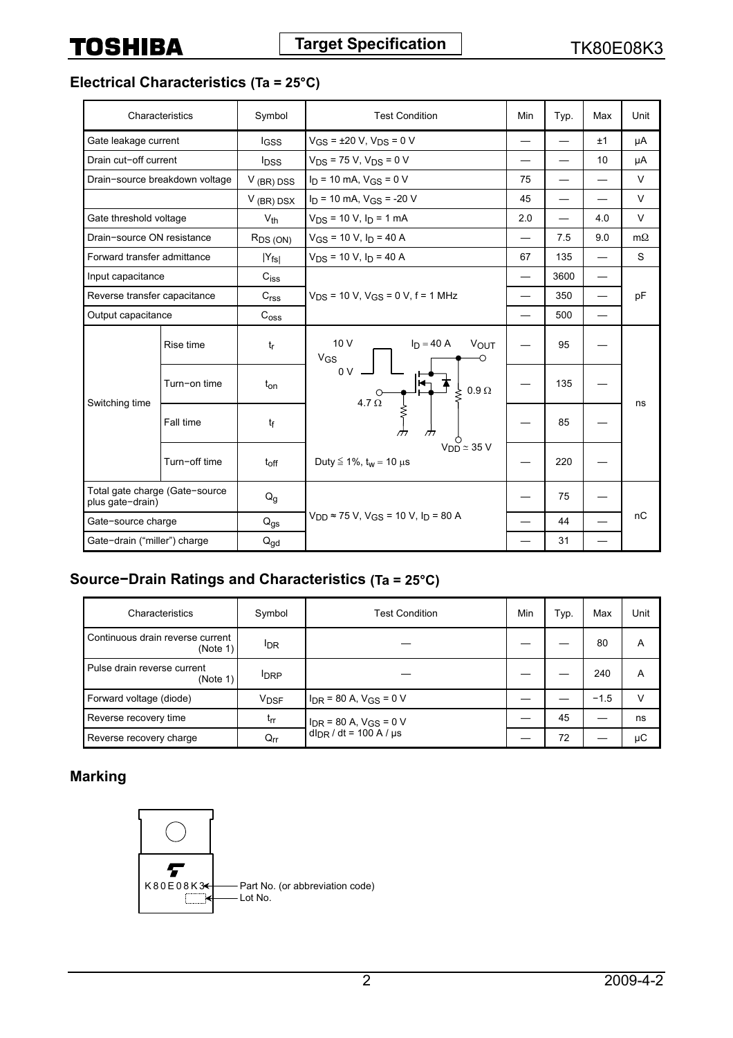## Electrical Characteristics (Ta = 25°C)

| Characteristics | | Symbol | Test Condition | Min | Typ. | Max | Unit |
|---|---|---|---|---|---|---|---|
| Gate leakage current | | $I_{GSS}$ | $V_{GS}$ = ±20 V, $V_{DS}$ = 0 V | — | — | ±1 | μA |
| Drain cut−off current | | $I_{DSS}$ | $V_{DS}$ = 75 V, $V_{DS}$ = 0 V | — | — | 10 | μA |
| Drain−source breakdown voltage | | $V_{(BR)\ DSS}$ | $I_D$ = 10 mA, $V_{GS}$ = 0 V | 75 | — | — | V |
| | | $V_{(BR)\ DSX}$ | $I_D$ = 10 mA, $V_{GS}$ = -20 V | 45 | — | — | V |
| Gate threshold voltage | | $V_{th}$ | $V_{DS}$ = 10 V, $I_D$ = 1 mA | 2.0 | — | 4.0 | V |
| Drain−source ON resistance | | $R_{DS\ (ON)}$ | $V_{GS}$ = 10 V, $I_D$ = 40 A | — | 7.5 | 9.0 | mΩ |
| Forward transfer admittance | | $\|Y_{fs}\|$ | $V_{DS}$ = 10 V, $I_D$ = 40 A | 67 | 135 | — | S |
| Input capacitance | | $C_{iss}$ | $V_{DS}$ = 10 V, $V_{GS}$ = 0 V, f = 1 MHz | — | 3600 | — | pF |
| Reverse transfer capacitance | | $C_{rss}$ | | — | 350 | — | |
| Output capacitance | | $C_{oss}$ | | — | 500 | — | |
| Switching time | Rise time | $t_r$ | 10 V / 0 V $V_{GS}$, $I_D$ = 40 A, $V_{OUT}$, 4.7 Ω, 0.9 Ω, $V_{DD}$ ≈ 35 V | — | 95 | — | ns |
| | Turn−on time | $t_{on}$ | | — | 135 | — | |
| | Fall time | $t_f$ | | — | 85 | — | |
| | Turn−off time | $t_{off}$ | Duty ≦ 1%, $t_w$ = 10 μs | — | 220 | — | |
| Total gate charge (Gate−source plus gate−drain) | | $Q_g$ | $V_{DD}$ ≈ 75 V, $V_{GS}$ = 10 V, $I_D$ = 80 A | — | 75 | — | nC |
| Gate−source charge | | $Q_{gs}$ | | — | 44 | — | |
| Gate−drain ("miller") charge | | $Q_{gd}$ | | — | 31 | — | |

## Source−Drain Ratings and Characteristics (Ta = 25°C)

| Characteristics | Symbol | Test Condition | Min | Typ. | Max | Unit |
|---|---|---|---|---|---|---|
| Continuous drain reverse current (Note 1) | $I_{DR}$ | — | — | — | 80 | A |
| Pulse drain reverse current (Note 1) | $I_{DRP}$ | — | — | — | 240 | A |
| Forward voltage (diode) | $V_{DSF}$ | $I_{DR}$ = 80 A, $V_{GS}$ = 0 V | — | — | −1.5 | V |
| Reverse recovery time | $t_{rr}$ | $I_{DR}$ = 80 A, $V_{GS}$ = 0 V, $dI_{DR}$ / dt = 100 A / μs | — | 45 | — | ns |
| Reverse recovery charge | $Q_{rr}$ | | — | 72 | — | μC |

## Marking

K80E08K3 ← Part No. (or abbreviation code)

← Lot No.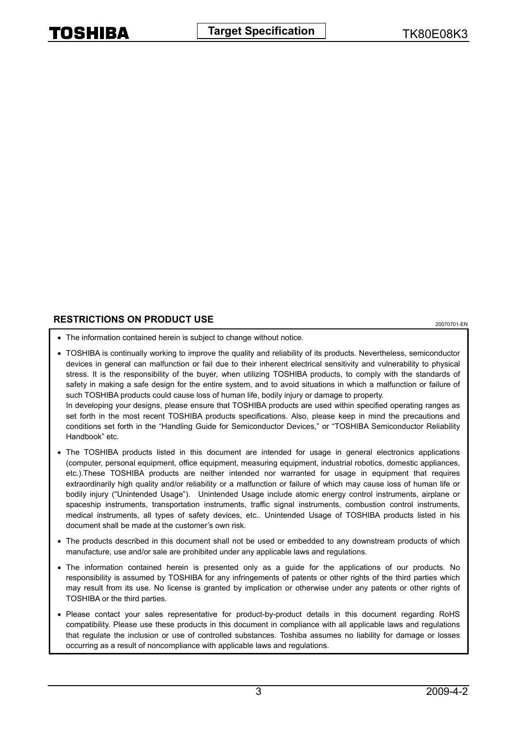## RESTRICTIONS ON PRODUCT USE

20070701-EN

- The information contained herein is subject to change without notice.
- TOSHIBA is continually working to improve the quality and reliability of its products. Nevertheless, semiconductor devices in general can malfunction or fail due to their inherent electrical sensitivity and vulnerability to physical stress. It is the responsibility of the buyer, when utilizing TOSHIBA products, to comply with the standards of safety in making a safe design for the entire system, and to avoid situations in which a malfunction or failure of such TOSHIBA products could cause loss of human life, bodily injury or damage to property.
  In developing your designs, please ensure that TOSHIBA products are used within specified operating ranges as set forth in the most recent TOSHIBA products specifications. Also, please keep in mind the precautions and conditions set forth in the "Handling Guide for Semiconductor Devices," or "TOSHIBA Semiconductor Reliability Handbook" etc.
- The TOSHIBA products listed in this document are intended for usage in general electronics applications (computer, personal equipment, office equipment, measuring equipment, industrial robotics, domestic appliances, etc.).These TOSHIBA products are neither intended nor warranted for usage in equipment that requires extraordinarily high quality and/or reliability or a malfunction or failure of which may cause loss of human life or bodily injury ("Unintended Usage"). Unintended Usage include atomic energy control instruments, airplane or spaceship instruments, transportation instruments, traffic signal instruments, combustion control instruments, medical instruments, all types of safety devices, etc.. Unintended Usage of TOSHIBA products listed in his document shall be made at the customer's own risk.
- The products described in this document shall not be used or embedded to any downstream products of which manufacture, use and/or sale are prohibited under any applicable laws and regulations.
- The information contained herein is presented only as a guide for the applications of our products. No responsibility is assumed by TOSHIBA for any infringements of patents or other rights of the third parties which may result from its use. No license is granted by implication or otherwise under any patents or other rights of TOSHIBA or the third parties.
- Please contact your sales representative for product-by-product details in this document regarding RoHS compatibility. Please use these products in this document in compliance with all applicable laws and regulations that regulate the inclusion or use of controlled substances. Toshiba assumes no liability for damage or losses occurring as a result of noncompliance with applicable laws and regulations.